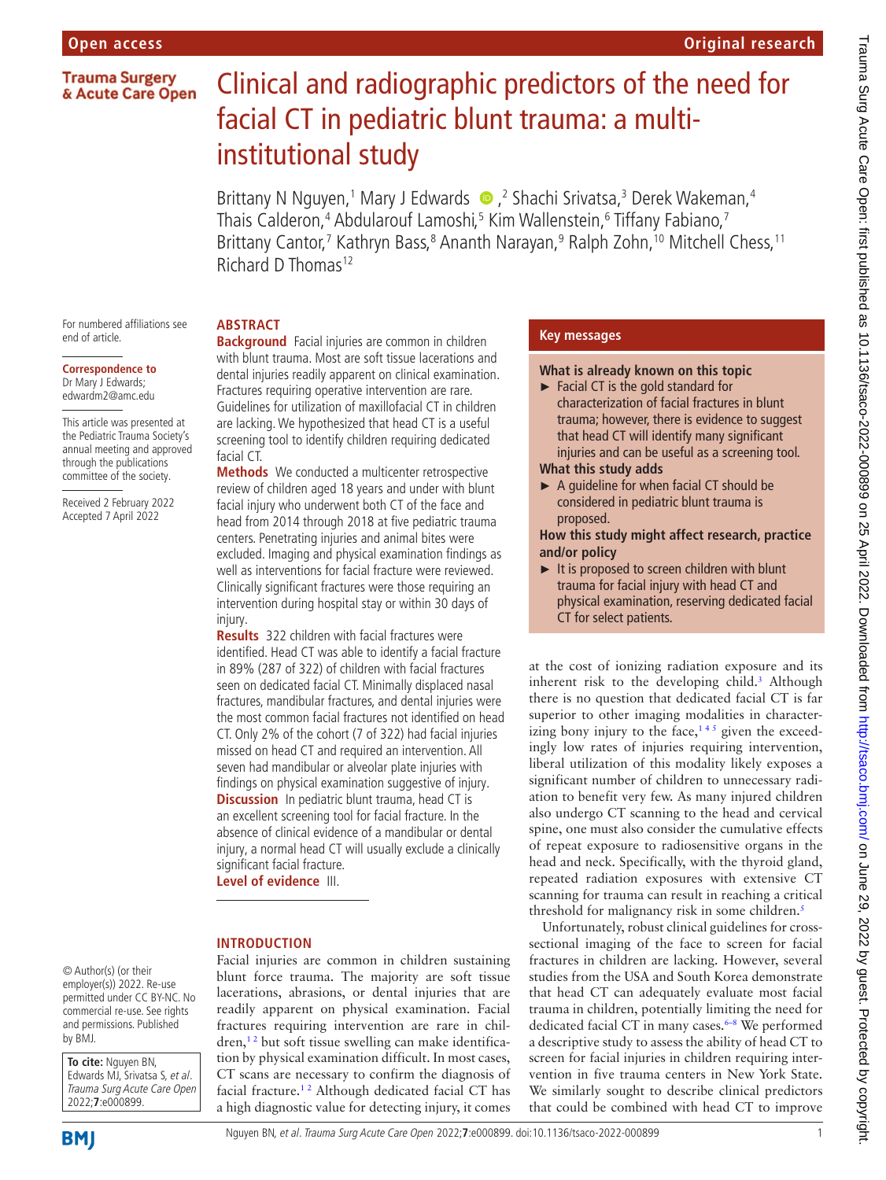# Clinical and radiographic predictors of the need for facial CT in pediatric blunt trauma: a multi-institutional study

Brittany N Nguyen,[1] Mary J Edwards,[2] Shachi Srivatsa,[3] Derek Wakeman,[4] Thais Calderon,[4] Abdularouf Lamoshi,[5] Kim Wallenstein,[6] Tiffany Fabiano,[7] Brittany Cantor,[7] Kathryn Bass,[8] Ananth Narayan,[9] Ralph Zohn,[10] Mitchell Chess,[11] Richard D Thomas[12]

For numbered affiliations see end of article.

**Correspondence to** Dr Mary J Edwards; edwardm2@amc.edu

This article was presented at the Pediatric Trauma Society's annual meeting and approved through the publications committee of the society.

Received 2 February 2022
Accepted 7 April 2022

## ABSTRACT

**Background** Facial injuries are common in children with blunt trauma. Most are soft tissue lacerations and dental injuries readily apparent on clinical examination. Fractures requiring operative intervention are rare. Guidelines for utilization of maxillofacial CT in children are lacking. We hypothesized that head CT is a useful screening tool to identify children requiring dedicated facial CT.

**Methods** We conducted a multicenter retrospective review of children aged 18 years and under with blunt facial injury who underwent both CT of the face and head from 2014 through 2018 at five pediatric trauma centers. Penetrating injuries and animal bites were excluded. Imaging and physical examination findings as well as interventions for facial fracture were reviewed. Clinically significant fractures were those requiring an intervention during hospital stay or within 30 days of injury.

**Results** 322 children with facial fractures were identified. Head CT was able to identify a facial fracture in 89% (287 of 322) of children with facial fractures seen on dedicated facial CT. Minimally displaced nasal fractures, mandibular fractures, and dental injuries were the most common facial fractures not identified on head CT. Only 2% of the cohort (7 of 322) had facial injuries missed on head CT and required an intervention. All seven had mandibular or alveolar plate injuries with findings on physical examination suggestive of injury.

**Discussion** In pediatric blunt trauma, head CT is an excellent screening tool for facial fracture. In the absence of clinical evidence of a mandibular or dental injury, a normal head CT will usually exclude a clinically significant facial fracture.

**Level of evidence** III.

## Key messages

**What is already known on this topic**

- Facial CT is the gold standard for characterization of facial fractures in blunt trauma; however, there is evidence to suggest that head CT will identify many significant injuries and can be useful as a screening tool.

**What this study adds**

- A guideline for when facial CT should be considered in pediatric blunt trauma is proposed.

**How this study might affect research, practice and/or policy**

- It is proposed to screen children with blunt trauma for facial injury with head CT and physical examination, reserving dedicated facial CT for select patients.

## INTRODUCTION

Facial injuries are common in children sustaining blunt force trauma. The majority are soft tissue lacerations, abrasions, or dental injuries that are readily apparent on physical examination. Facial fractures requiring intervention are rare in children,[1,2] but soft tissue swelling can make identification by physical examination difficult. In most cases, CT scans are necessary to confirm the diagnosis of facial fracture.[1,2] Although dedicated facial CT has a high diagnostic value for detecting injury, it comes at the cost of ionizing radiation exposure and its inherent risk to the developing child.[3] Although there is no question that dedicated facial CT is far superior to other imaging modalities in characterizing bony injury to the face,[1,4,5] given the exceedingly low rates of injuries requiring intervention, liberal utilization of this modality likely exposes a significant number of children to unnecessary radiation to benefit very few. As many injured children also undergo CT scanning to the head and cervical spine, one must also consider the cumulative effects of repeat exposure to radiosensitive organs in the head and neck. Specifically, with the thyroid gland, repeated radiation exposures with extensive CT scanning for trauma can result in reaching a critical threshold for malignancy risk in some children.[5]

Unfortunately, robust clinical guidelines for cross-sectional imaging of the face to screen for facial fractures in children are lacking. However, several studies from the USA and South Korea demonstrate that head CT can adequately evaluate most facial trauma in children, potentially limiting the need for dedicated facial CT in many cases.[6–8] We performed a descriptive study to assess the ability of head CT to screen for facial injuries in children requiring intervention in five trauma centers in New York State. We similarly sought to describe clinical predictors that could be combined with head CT to improve

© Author(s) (or their employer(s)) 2022. Re-use permitted under CC BY-NC. No commercial re-use. See rights and permissions. Published by BMJ.

**To cite:** Nguyen BN, Edwards MJ, Srivatsa S, *et al. Trauma Surg Acute Care Open* 2022;**7**:e000899.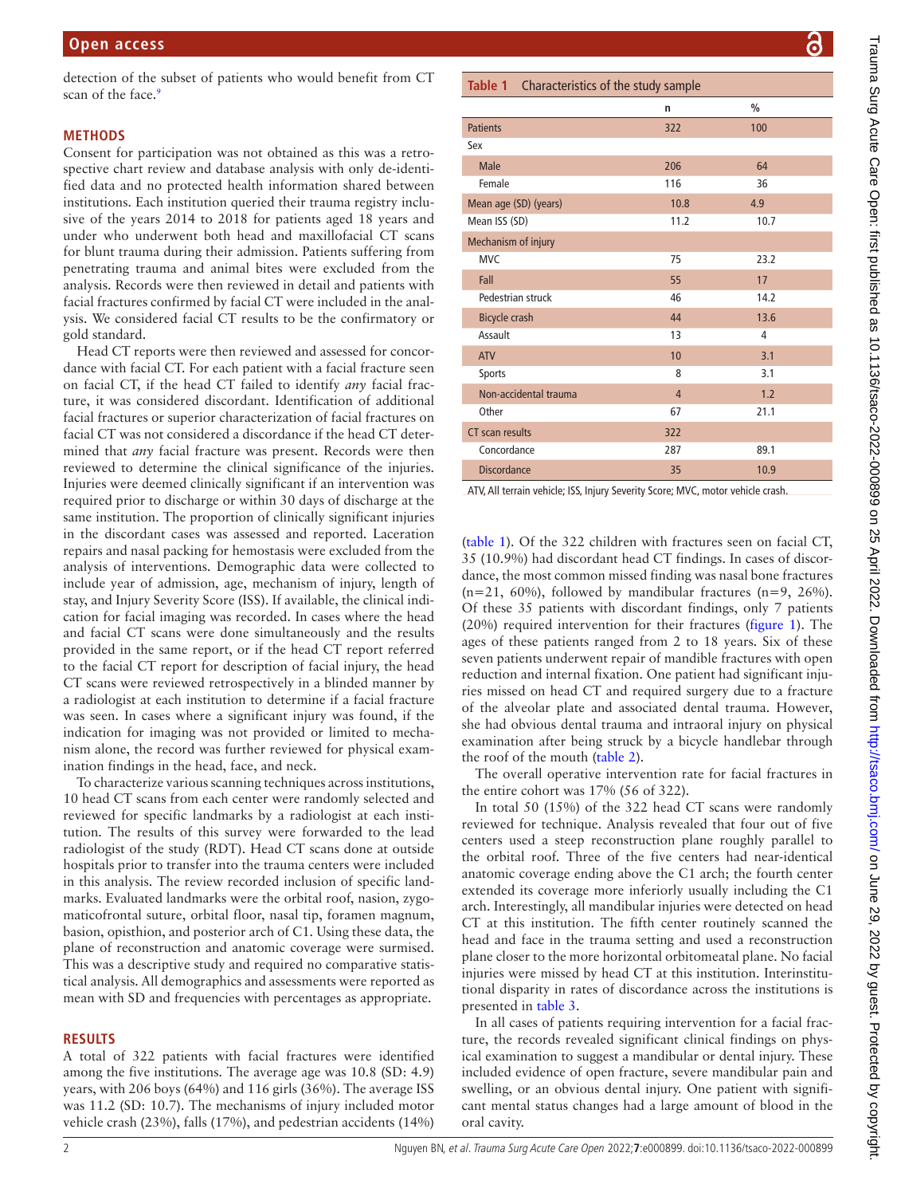detection of the subset of patients who would benefit from CT scan of the face.[9]

## METHODS

Consent for participation was not obtained as this was a retrospective chart review and database analysis with only de-identified data and no protected health information shared between institutions. Each institution queried their trauma registry inclusive of the years 2014 to 2018 for patients aged 18 years and under who underwent both head and maxillofacial CT scans for blunt trauma during their admission. Patients suffering from penetrating trauma and animal bites were excluded from the analysis. Records were then reviewed in detail and patients with facial fractures confirmed by facial CT were included in the analysis. We considered facial CT results to be the confirmatory or gold standard.

Head CT reports were then reviewed and assessed for concordance with facial CT. For each patient with a facial fracture seen on facial CT, if the head CT failed to identify *any* facial fracture, it was considered discordant. Identification of additional facial fractures or superior characterization of facial fractures on facial CT was not considered a discordance if the head CT determined that *any* facial fracture was present. Records were then reviewed to determine the clinical significance of the injuries. Injuries were deemed clinically significant if an intervention was required prior to discharge or within 30 days of discharge at the same institution. The proportion of clinically significant injuries in the discordant cases was assessed and reported. Laceration repairs and nasal packing for hemostasis were excluded from the analysis of interventions. Demographic data were collected to include year of admission, age, mechanism of injury, length of stay, and Injury Severity Score (ISS). If available, the clinical indication for facial imaging was recorded. In cases where the head and facial CT scans were done simultaneously and the results provided in the same report, or if the head CT report referred to the facial CT report for description of facial injury, the head CT scans were reviewed retrospectively in a blinded manner by a radiologist at each institution to determine if a facial fracture was seen. In cases where a significant injury was found, if the indication for imaging was not provided or limited to mechanism alone, the record was further reviewed for physical examination findings in the head, face, and neck.

To characterize various scanning techniques across institutions, 10 head CT scans from each center were randomly selected and reviewed for specific landmarks by a radiologist at each institution. The results of this survey were forwarded to the lead radiologist of the study (RDT). Head CT scans done at outside hospitals prior to transfer into the trauma centers were included in this analysis. The review recorded inclusion of specific landmarks. Evaluated landmarks were the orbital roof, nasion, zygomaticofrontal suture, orbital floor, nasal tip, foramen magnum, basion, opisthion, and posterior arch of C1. Using these data, the plane of reconstruction and anatomic coverage were surmised. This was a descriptive study and required no comparative statistical analysis. All demographics and assessments were reported as mean with SD and frequencies with percentages as appropriate.

## RESULTS

A total of 322 patients with facial fractures were identified among the five institutions. The average age was 10.8 (SD: 4.9) years, with 206 boys (64%) and 116 girls (36%). The average ISS was 11.2 (SD: 10.7). The mechanisms of injury included motor vehicle crash (23%), falls (17%), and pedestrian accidents (14%) (table 1). Of the 322 children with fractures seen on facial CT, 35 (10.9%) had discordant head CT findings. In cases of discordance, the most common missed finding was nasal bone fractures (n=21, 60%), followed by mandibular fractures (n=9, 26%). Of these 35 patients with discordant findings, only 7 patients (20%) required intervention for their fractures (figure 1). The ages of these patients ranged from 2 to 18 years. Six of these seven patients underwent repair of mandible fractures with open reduction and internal fixation. One patient had significant injuries missed on head CT and required surgery due to a fracture of the alveolar plate and associated dental trauma. However, she had obvious dental trauma and intraoral injury on physical examination after being struck by a bicycle handlebar through the roof of the mouth (table 2).

**Table 1** Characteristics of the study sample

| | n | % |
|---|---|---|
| Patients | 322 | 100 |
| Sex | | |
| Male | 206 | 64 |
| Female | 116 | 36 |
| Mean age (SD) (years) | 10.8 | 4.9 |
| Mean ISS (SD) | 11.2 | 10.7 |
| Mechanism of injury | | |
| MVC | 75 | 23.2 |
| Fall | 55 | 17 |
| Pedestrian struck | 46 | 14.2 |
| Bicycle crash | 44 | 13.6 |
| Assault | 13 | 4 |
| ATV | 10 | 3.1 |
| Sports | 8 | 3.1 |
| Non-accidental trauma | 4 | 1.2 |
| Other | 67 | 21.1 |
| CT scan results | 322 | |
| Concordance | 287 | 89.1 |
| Discordance | 35 | 10.9 |

ATV, All terrain vehicle; ISS, Injury Severity Score; MVC, motor vehicle crash.

The overall operative intervention rate for facial fractures in the entire cohort was 17% (56 of 322).

In total 50 (15%) of the 322 head CT scans were randomly reviewed for technique. Analysis revealed that four out of five centers used a steep reconstruction plane roughly parallel to the orbital roof. Three of the five centers had near-identical anatomic coverage ending above the C1 arch; the fourth center extended its coverage more inferiorly usually including the C1 arch. Interestingly, all mandibular injuries were detected on head CT at this institution. The fifth center routinely scanned the head and face in the trauma setting and used a reconstruction plane closer to the more horizontal orbitomeatal plane. No facial injuries were missed by head CT at this institution. Interinstitutional disparity in rates of discordance across the institutions is presented in table 3.

In all cases of patients requiring intervention for a facial fracture, the records revealed significant clinical findings on physical examination to suggest a mandibular or dental injury. These included evidence of open fracture, severe mandibular pain and swelling, or an obvious dental injury. One patient with significant mental status changes had a large amount of blood in the oral cavity.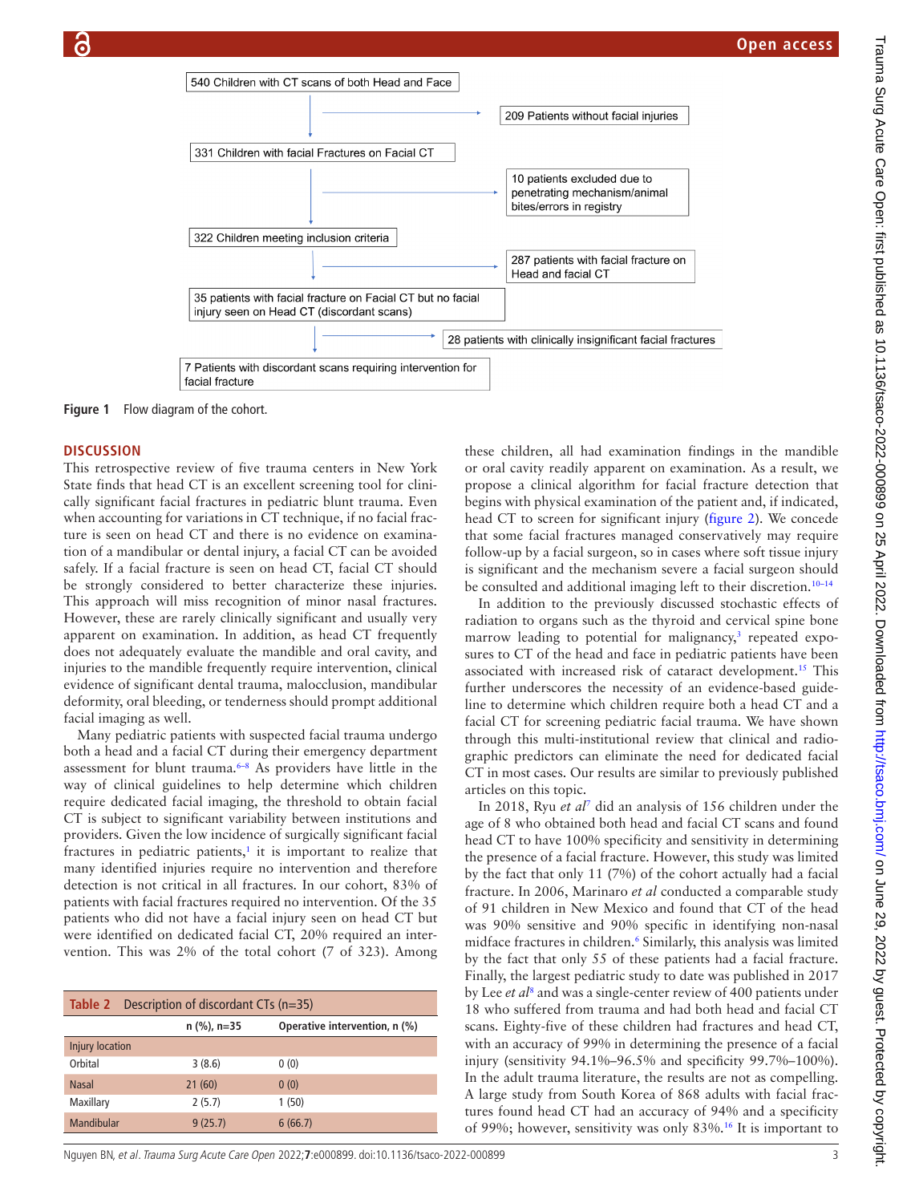540 Children with CT scans of both Head and Face

209 Patients without facial injuries

331 Children with facial Fractures on Facial CT

10 patients excluded due to penetrating mechanism/animal bites/errors in registry

322 Children meeting inclusion criteria

287 patients with facial fracture on Head and facial CT

35 patients with facial fracture on Facial CT but no facial injury seen on Head CT (discordant scans)

28 patients with clinically insignificant facial fractures

7 Patients with discordant scans requiring intervention for facial fracture

**Figure 1** Flow diagram of the cohort.

## DISCUSSION

This retrospective review of five trauma centers in New York State finds that head CT is an excellent screening tool for clinically significant facial fractures in pediatric blunt trauma. Even when accounting for variations in CT technique, if no facial fracture is seen on head CT and there is no evidence on examination of a mandibular or dental injury, a facial CT can be avoided safely. If a facial fracture is seen on head CT, facial CT should be strongly considered to better characterize these injuries. This approach will miss recognition of minor nasal fractures. However, these are rarely clinically significant and usually very apparent on examination. In addition, as head CT frequently does not adequately evaluate the mandible and oral cavity, and injuries to the mandible frequently require intervention, clinical evidence of significant dental trauma, malocclusion, mandibular deformity, oral bleeding, or tenderness should prompt additional facial imaging as well.

Many pediatric patients with suspected facial trauma undergo both a head and a facial CT during their emergency department assessment for blunt trauma.[6–8] As providers have little in the way of clinical guidelines to help determine which children require dedicated facial imaging, the threshold to obtain facial CT is subject to significant variability between institutions and providers. Given the low incidence of surgically significant facial fractures in pediatric patients,[1] it is important to realize that many identified injuries require no intervention and therefore detection is not critical in all fractures. In our cohort, 83% of patients with facial fractures required no intervention. Of the 35 patients who did not have a facial injury seen on head CT but were identified on dedicated facial CT, 20% required an intervention. This was 2% of the total cohort (7 of 323). Among these children, all had examination findings in the mandible or oral cavity readily apparent on examination. As a result, we propose a clinical algorithm for facial fracture detection that begins with physical examination of the patient and, if indicated, head CT to screen for significant injury (figure 2). We concede that some facial fractures managed conservatively may require follow-up by a facial surgeon, so in cases where soft tissue injury is significant and the mechanism severe a facial surgeon should be consulted and additional imaging left to their discretion.[10–14]

**Table 2** Description of discordant CTs (n=35)

| | n (%), n=35 | Operative intervention, n (%) |
|---|---|---|
| Injury location | | |
| Orbital | 3 (8.6) | 0 (0) |
| Nasal | 21 (60) | 0 (0) |
| Maxillary | 2 (5.7) | 1 (50) |
| Mandibular | 9 (25.7) | 6 (66.7) |

In addition to the previously discussed stochastic effects of radiation to organs such as the thyroid and cervical spine bone marrow leading to potential for malignancy,[3] repeated exposures to CT of the head and face in pediatric patients have been associated with increased risk of cataract development.[15] This further underscores the necessity of an evidence-based guideline to determine which children require both a head CT and a facial CT for screening pediatric facial trauma. We have shown through this multi-institutional review that clinical and radiographic predictors can eliminate the need for dedicated facial CT in most cases. Our results are similar to previously published articles on this topic.

In 2018, Ryu *et al*[7] did an analysis of 156 children under the age of 8 who obtained both head and facial CT scans and found head CT to have 100% specificity and sensitivity in determining the presence of a facial fracture. However, this study was limited by the fact that only 11 (7%) of the cohort actually had a facial fracture. In 2006, Marinaro *et al* conducted a comparable study of 91 children in New Mexico and found that CT of the head was 90% sensitive and 90% specific in identifying non-nasal midface fractures in children.[6] Similarly, this analysis was limited by the fact that only 55 of these patients had a facial fracture. Finally, the largest pediatric study to date was published in 2017 by Lee *et al*[8] and was a single-center review of 400 patients under 18 who suffered from trauma and had both head and facial CT scans. Eighty-five of these children had fractures and head CT, with an accuracy of 99% in determining the presence of a facial injury (sensitivity 94.1%–96.5% and specificity 99.7%–100%). In the adult trauma literature, the results are not as compelling. A large study from South Korea of 868 adults with facial fractures found head CT had an accuracy of 94% and a specificity of 99%; however, sensitivity was only 83%.[16] It is important to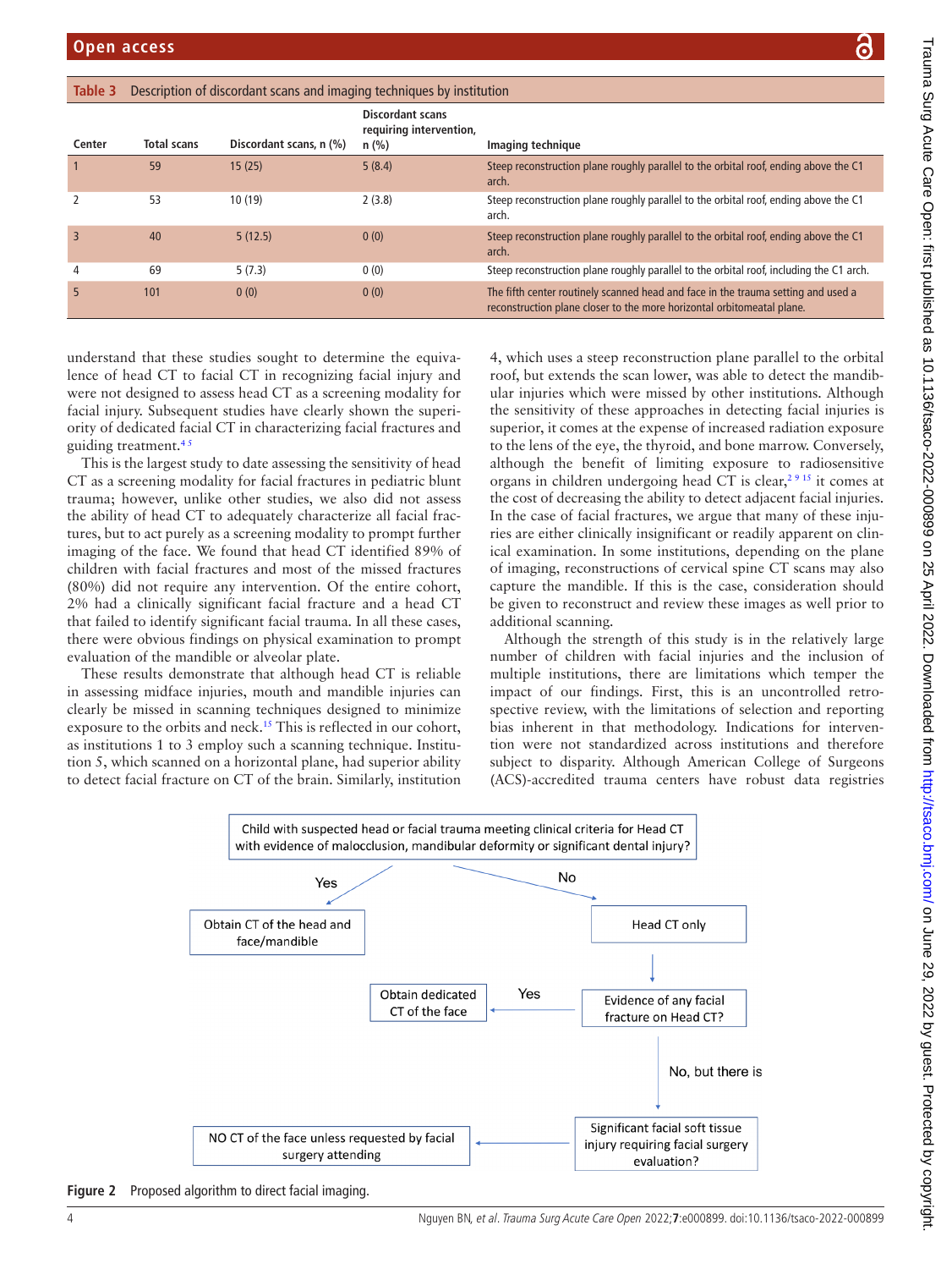**Table 3** Description of discordant scans and imaging techniques by institution

| Center | Total scans | Discordant scans, n (%) | Discordant scans requiring intervention, n (%) | Imaging technique |
|---|---|---|---|---|
| 1 | 59 | 15 (25) | 5 (8.4) | Steep reconstruction plane roughly parallel to the orbital roof, ending above the C1 arch. |
| 2 | 53 | 10 (19) | 2 (3.8) | Steep reconstruction plane roughly parallel to the orbital roof, ending above the C1 arch. |
| 3 | 40 | 5 (12.5) | 0 (0) | Steep reconstruction plane roughly parallel to the orbital roof, ending above the C1 arch. |
| 4 | 69 | 5 (7.3) | 0 (0) | Steep reconstruction plane roughly parallel to the orbital roof, including the C1 arch. |
| 5 | 101 | 0 (0) | 0 (0) | The fifth center routinely scanned head and face in the trauma setting and used a reconstruction plane closer to the more horizontal orbitomeatal plane. |

understand that these studies sought to determine the equivalence of head CT to facial CT in recognizing facial injury and were not designed to assess head CT as a screening modality for facial injury. Subsequent studies have clearly shown the superiority of dedicated facial CT in characterizing facial fractures and guiding treatment.[4,5]

This is the largest study to date assessing the sensitivity of head CT as a screening modality for facial fractures in pediatric blunt trauma; however, unlike other studies, we also did not assess the ability of head CT to adequately characterize all facial fractures, but to act purely as a screening modality to prompt further imaging of the face. We found that head CT identified 89% of children with facial fractures and most of the missed fractures (80%) did not require any intervention. Of the entire cohort, 2% had a clinically significant facial fracture and a head CT that failed to identify significant facial trauma. In all these cases, there were obvious findings on physical examination to prompt evaluation of the mandible or alveolar plate.

These results demonstrate that although head CT is reliable in assessing midface injuries, mouth and mandible injuries can clearly be missed in scanning techniques designed to minimize exposure to the orbits and neck.[15] This is reflected in our cohort, as institutions 1 to 3 employ such a scanning technique. Institution 5, which scanned on a horizontal plane, had superior ability to detect facial fracture on CT of the brain. Similarly, institution 4, which uses a steep reconstruction plane parallel to the orbital roof, but extends the scan lower, was able to detect the mandibular injuries which were missed by other institutions. Although the sensitivity of these approaches in detecting facial injuries is superior, it comes at the expense of increased radiation exposure to the lens of the eye, the thyroid, and bone marrow. Conversely, although the benefit of limiting exposure to radiosensitive organs in children undergoing head CT is clear,[2,9,15] it comes at the cost of decreasing the ability to detect adjacent facial injuries. In the case of facial fractures, we argue that many of these injuries are either clinically insignificant or readily apparent on clinical examination. In some institutions, depending on the plane of imaging, reconstructions of cervical spine CT scans may also capture the mandible. If this is the case, consideration should be given to reconstruct and review these images as well prior to additional scanning.

Although the strength of this study is in the relatively large number of children with facial injuries and the inclusion of multiple institutions, there are limitations which temper the impact of our findings. First, this is an uncontrolled retrospective review, with the limitations of selection and reporting bias inherent in that methodology. Indications for intervention were not standardized across institutions and therefore subject to disparity. Although American College of Surgeons (ACS)-accredited trauma centers have robust data registries

Child with suspected head or facial trauma meeting clinical criteria for Head CT with evidence of malocclusion, mandibular deformity or significant dental injury?
- Yes → Obtain CT of the head and face/mandible
- No → Head CT only → Evidence of any facial fracture on Head CT?
  - Yes → Obtain dedicated CT of the face
  - No, but there is → Significant facial soft tissue injury requiring facial surgery evaluation? → NO CT of the face unless requested by facial surgery attending

**Figure 2** Proposed algorithm to direct facial imaging.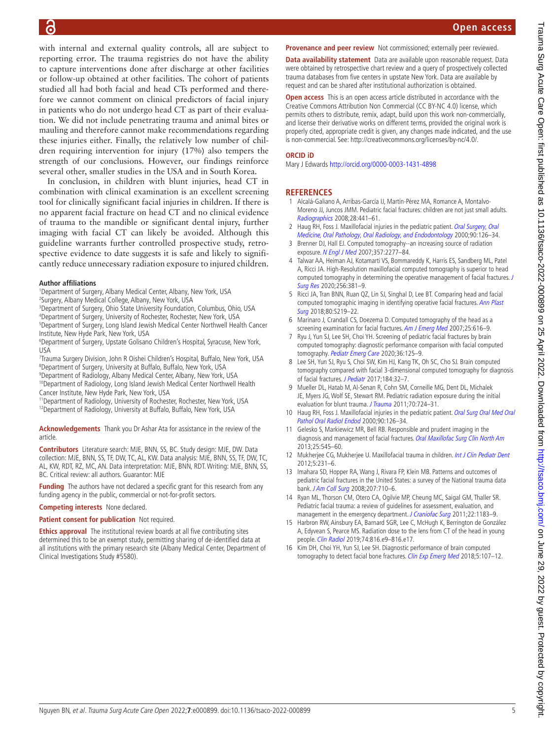with internal and external quality controls, all are subject to reporting error. The trauma registries do not have the ability to capture interventions done after discharge at other facilities or follow-up obtained at other facilities. The cohort of patients studied all had both facial and head CTs performed and therefore we cannot comment on clinical predictors of facial injury in patients who do not undergo head CT as part of their evaluation. We did not include penetrating trauma and animal bites or mauling and therefore cannot make recommendations regarding these injuries either. Finally, the relatively low number of children requiring intervention for injury (17%) also tempers the strength of our conclusions. However, our findings reinforce several other, smaller studies in the USA and in South Korea.

In conclusion, in children with blunt injuries, head CT in combination with clinical examination is an excellent screening tool for clinically significant facial injuries in children. If there is no apparent facial fracture on head CT and no clinical evidence of trauma to the mandible or significant dental injury, further imaging with facial CT can likely be avoided. Although this guideline warrants further controlled prospective study, retrospective evidence to date suggests it is safe and likely to significantly reduce unnecessary radiation exposure to injured children.

**Author affiliations**

[1]Department of Surgery, Albany Medical Center, Albany, New York, USA
[2]Surgery, Albany Medical College, Albany, New York, USA
[3]Department of Surgery, Ohio State University Foundation, Columbus, Ohio, USA
[4]Department of Surgery, University of Rochester, Rochester, New York, USA
[5]Department of Surgery, Long Island Jewish Medical Center Northwell Health Cancer Institute, New Hyde Park, New York, USA
[6]Department of Surgery, Upstate Golisano Children's Hospital, Syracuse, New York, USA
[7]Trauma Surgery Division, John R Oishei Children's Hospital, Buffalo, New York, USA
[8]Department of Surgery, University at Buffalo, Buffalo, New York, USA
[9]Department of Radiology, Albany Medical Center, Albany, New York, USA
[10]Department of Radiology, Long Island Jewish Medical Center Northwell Health Cancer Institute, New Hyde Park, New York, USA
[11]Department of Radiology, University of Rochester, Rochester, New York, USA
[12]Department of Radiology, University at Buffalo, Buffalo, New York, USA

**Acknowledgements** Thank you Dr Ashar Ata for assistance in the review of the article.

**Contributors** Literature search: MJE, BNN, SS, BC. Study design: MJE, DW. Data collection: MJE, BNN, SS, TF, DW, TC, AL, KW. Data analysis: MJE, BNN, SS, TF, DW, TC, AL, KW, RDT, RZ, MC, AN. Data interpretation: MJE, BNN, RDT. Writing: MJE, BNN, SS, BC. Critical review: all authors. Guarantor: MJE

**Funding** The authors have not declared a specific grant for this research from any funding agency in the public, commercial or not-for-profit sectors.

**Competing interests** None declared.

**Patient consent for publication** Not required.

**Ethics approval** The institutional review boards at all five contributing sites determined this to be an exempt study, permitting sharing of de-identified data at all institutions with the primary research site (Albany Medical Center, Department of Clinical Investigations Study #5580).

**Provenance and peer review** Not commissioned; externally peer reviewed.

**Data availability statement** Data are available upon reasonable request. Data were obtained by retrospective chart review and a query of prospectively collected trauma databases from five centers in upstate New York. Data are available by request and can be shared after institutional authorization is obtained.

**Open access** This is an open access article distributed in accordance with the Creative Commons Attribution Non Commercial (CC BY-NC 4.0) license, which permits others to distribute, remix, adapt, build upon this work non-commercially, and license their derivative works on different terms, provided the original work is properly cited, appropriate credit is given, any changes made indicated, and the use is non-commercial. See: http://creativecommons.org/licenses/by-nc/4.0/.

**ORCID iD**

Mary J Edwards http://orcid.org/0000-0003-1431-4898

## REFERENCES

1. Alcalá-Galiano A, Arribas-García IJ, Martín-Pérez MA, Romance A, Montalvo-Moreno JJ, Juncos JMM. Pediatric facial fractures: children are not just small adults. *Radiographics* 2008;28:441–61.
2. Haug RH, Foss J. Maxillofacial injuries in the pediatric patient. *Oral Surgery, Oral Medicine, Oral Pathology, Oral Radiology, and Endodontology* 2000;90:126–34.
3. Brenner DJ, Hall EJ. Computed tomography--an increasing source of radiation exposure. *N Engl J Med* 2007;357:2277–84.
4. Talwar AA, Heiman AJ, Kotamarti VS, Bommareddy K, Harris ES, Sandberg ML, Patel A, Ricci JA. High-Resolution maxillofacial computed tomography is superior to head computed tomography in determining the operative management of facial fractures. *J Surg Res* 2020;256:381–9.
5. Ricci JA, Tran BNN, Ruan QZ, Lin SJ, Singhal D, Lee BT. Comparing head and facial computed tomographic imaging in identifying operative facial fractures. *Ann Plast Surg* 2018;80:S219–22.
6. Marinaro J, Crandall CS, Doezema D. Computed tomography of the head as a screening examination for facial fractures. *Am J Emerg Med* 2007;25:616–9.
7. Ryu J, Yun SJ, Lee SH, Choi YH. Screening of pediatric facial fractures by brain computed tomography: diagnostic performance comparison with facial computed tomography. *Pediatr Emerg Care* 2020;36:125–9.
8. Lee SH, Yun SJ, Ryu S, Choi SW, Kim HJ, Kang TK, Oh SC, Cho SJ. Brain computed tomography compared with facial 3-dimensional computed tomography for diagnosis of facial fractures. *J Pediatr* 2017;184:32–7.
9. Mueller DL, Hatab M, Al-Senan R, Cohn SM, Corneille MG, Dent DL, Michalek JE, Myers JG, Wolf SE, Stewart RM. Pediatric radiation exposure during the initial evaluation for blunt trauma. *J Trauma* 2011;70:724–31.
10. Haug RH, Foss J. Maxillofacial injuries in the pediatric patient. *Oral Surg Oral Med Oral Pathol Oral Radiol Endod* 2000;90:126–34.
11. Gelesko S, Markiewicz MR, Bell RB. Responsible and prudent imaging in the diagnosis and management of facial fractures. *Oral Maxillofac Surg Clin North Am* 2013;25:545–60.
12. Mukherjee CG, Mukherjee U. Maxillofacial trauma in children. *Int J Clin Pediatr Dent* 2012;5:231–6.
13. Imahara SD, Hopper RA, Wang J, Rivara FP, Klein MB. Patterns and outcomes of pediatric facial fractures in the United States: a survey of the National trauma data bank. *J Am Coll Surg* 2008;207:710–6.
14. Ryan ML, Thorson CM, Otero CA, Ogilvie MP, Cheung MC, Saigal GM, Thaller SR. Pediatric facial trauma: a review of guidelines for assessment, evaluation, and management in the emergency department. *J Craniofac Surg* 2011;22:1183–9.
15. Harbron RW, Ainsbury EA, Barnard SGR, Lee C, McHugh K, Berrington de González A, Edyvean S, Pearce MS. Radiation dose to the lens from CT of the head in young people. *Clin Radiol* 2019;74:816.e9–816.e17.
16. Kim DH, Choi YH, Yun SJ, Lee SH. Diagnostic performance of brain computed tomography to detect facial bone fractures. *Clin Exp Emerg Med* 2018;5:107–12.